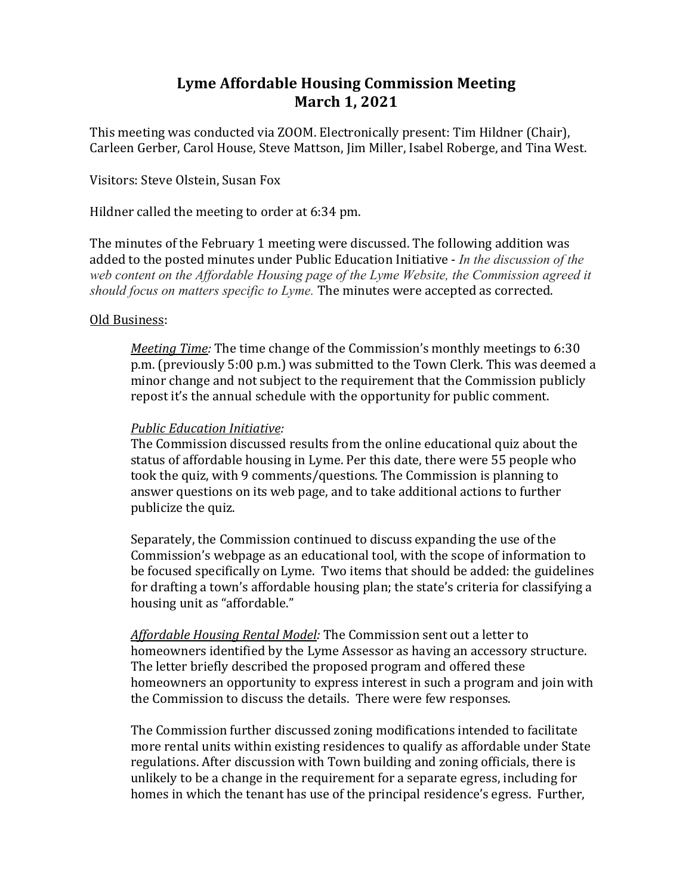# Lyme Affordable Housing Commission Meeting
# March 1, 2021

This meeting was conducted via ZOOM. Electronically present: Tim Hildner (Chair), Carleen Gerber, Carol House, Steve Mattson, Jim Miller, Isabel Roberge, and Tina West.

Visitors: Steve Olstein, Susan Fox

Hildner called the meeting to order at 6:34 pm.

The minutes of the February 1 meeting were discussed. The following addition was added to the posted minutes under Public Education Initiative - *In the discussion of the web content on the Affordable Housing page of the Lyme Website, the Commission agreed it should focus on matters specific to Lyme.* The minutes were accepted as corrected.

Old Business:

*Meeting Time:* The time change of the Commission's monthly meetings to 6:30 p.m. (previously 5:00 p.m.) was submitted to the Town Clerk. This was deemed a minor change and not subject to the requirement that the Commission publicly repost it's the annual schedule with the opportunity for public comment.

*Public Education Initiative:*
The Commission discussed results from the online educational quiz about the status of affordable housing in Lyme. Per this date, there were 55 people who took the quiz, with 9 comments/questions. The Commission is planning to answer questions on its web page, and to take additional actions to further publicize the quiz.

Separately, the Commission continued to discuss expanding the use of the Commission's webpage as an educational tool, with the scope of information to be focused specifically on Lyme. Two items that should be added: the guidelines for drafting a town's affordable housing plan; the state's criteria for classifying a housing unit as "affordable."

*Affordable Housing Rental Model:* The Commission sent out a letter to homeowners identified by the Lyme Assessor as having an accessory structure. The letter briefly described the proposed program and offered these homeowners an opportunity to express interest in such a program and join with the Commission to discuss the details. There were few responses.

The Commission further discussed zoning modifications intended to facilitate more rental units within existing residences to qualify as affordable under State regulations. After discussion with Town building and zoning officials, there is unlikely to be a change in the requirement for a separate egress, including for homes in which the tenant has use of the principal residence's egress. Further,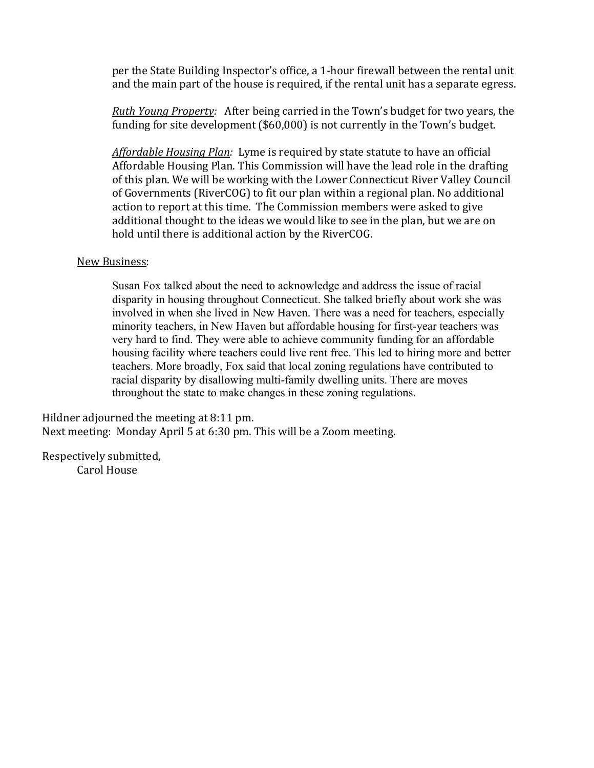per the State Building Inspector's office, a 1-hour firewall between the rental unit and the main part of the house is required, if the rental unit has a separate egress.

*Ruth Young Property:* After being carried in the Town's budget for two years, the funding for site development ($60,000) is not currently in the Town's budget.

*Affordable Housing Plan:* Lyme is required by state statute to have an official Affordable Housing Plan. This Commission will have the lead role in the drafting of this plan. We will be working with the Lower Connecticut River Valley Council of Governments (RiverCOG) to fit our plan within a regional plan. No additional action to report at this time. The Commission members were asked to give additional thought to the ideas we would like to see in the plan, but we are on hold until there is additional action by the RiverCOG.

New Business:

Susan Fox talked about the need to acknowledge and address the issue of racial disparity in housing throughout Connecticut. She talked briefly about work she was involved in when she lived in New Haven. There was a need for teachers, especially minority teachers, in New Haven but affordable housing for first-year teachers was very hard to find. They were able to achieve community funding for an affordable housing facility where teachers could live rent free. This led to hiring more and better teachers. More broadly, Fox said that local zoning regulations have contributed to racial disparity by disallowing multi-family dwelling units. There are moves throughout the state to make changes in these zoning regulations.

Hildner adjourned the meeting at 8:11 pm.
Next meeting: Monday April 5 at 6:30 pm. This will be a Zoom meeting.

Respectively submitted,
Carol House